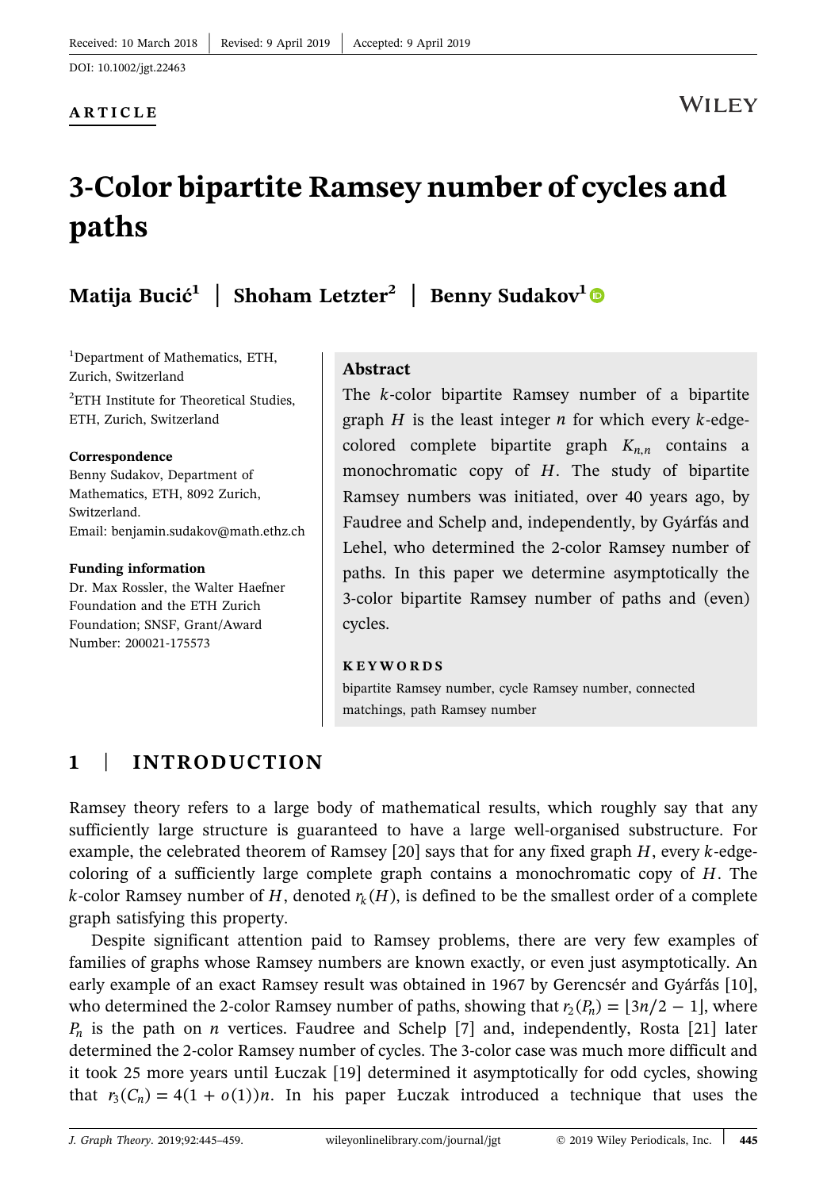Received: 10 March 2018 | Revised: 9 April 2019 | Accepted: 9 April 2019

DOI: 10.1002/jgt.22463

**ARTICLE**

# 3-Color bipartite Ramsey number of cycles and paths

**Matija Bucić[1] | Shoham Letzter[2] | Benny Sudakov[1]**

[1]Department of Mathematics, ETH, Zurich, Switzerland

[2]ETH Institute for Theoretical Studies, ETH, Zurich, Switzerland

**Correspondence**
Benny Sudakov, Department of Mathematics, ETH, 8092 Zurich, Switzerland.
Email: benjamin.sudakov@math.ethz.ch

**Funding information**
Dr. Max Rossler, the Walter Haefner Foundation and the ETH Zurich Foundation; SNSF, Grant/Award Number: 200021-175573

**Abstract**

The $k$-color bipartite Ramsey number of a bipartite graph $H$ is the least integer $n$ for which every $k$-edge-colored complete bipartite graph $K_{n,n}$ contains a monochromatic copy of $H$. The study of bipartite Ramsey numbers was initiated, over 40 years ago, by Faudree and Schelp and, independently, by Gyárfás and Lehel, who determined the 2-color Ramsey number of paths. In this paper we determine asymptotically the 3-color bipartite Ramsey number of paths and (even) cycles.

**KEYWORDS**

bipartite Ramsey number, cycle Ramsey number, connected matchings, path Ramsey number

## 1 | INTRODUCTION

Ramsey theory refers to a large body of mathematical results, which roughly say that any sufficiently large structure is guaranteed to have a large well-organised substructure. For example, the celebrated theorem of Ramsey [20] says that for any fixed graph $H$, every $k$-edge-coloring of a sufficiently large complete graph contains a monochromatic copy of $H$. The $k$-color Ramsey number of $H$, denoted $r_k(H)$, is defined to be the smallest order of a complete graph satisfying this property.

Despite significant attention paid to Ramsey problems, there are very few examples of families of graphs whose Ramsey numbers are known exactly, or even just asymptotically. An early example of an exact Ramsey result was obtained in 1967 by Gerencsér and Gyárfás [10], who determined the 2-color Ramsey number of paths, showing that $r_2(P_n) = \lfloor 3n/2 - 1 \rfloor$, where $P_n$ is the path on $n$ vertices. Faudree and Schelp [7] and, independently, Rosta [21] later determined the 2-color Ramsey number of cycles. The 3-color case was much more difficult and it took 25 more years until Łuczak [19] determined it asymptotically for odd cycles, showing that $r_3(C_n) = 4(1 + o(1))n$. In his paper Łuczak introduced a technique that uses the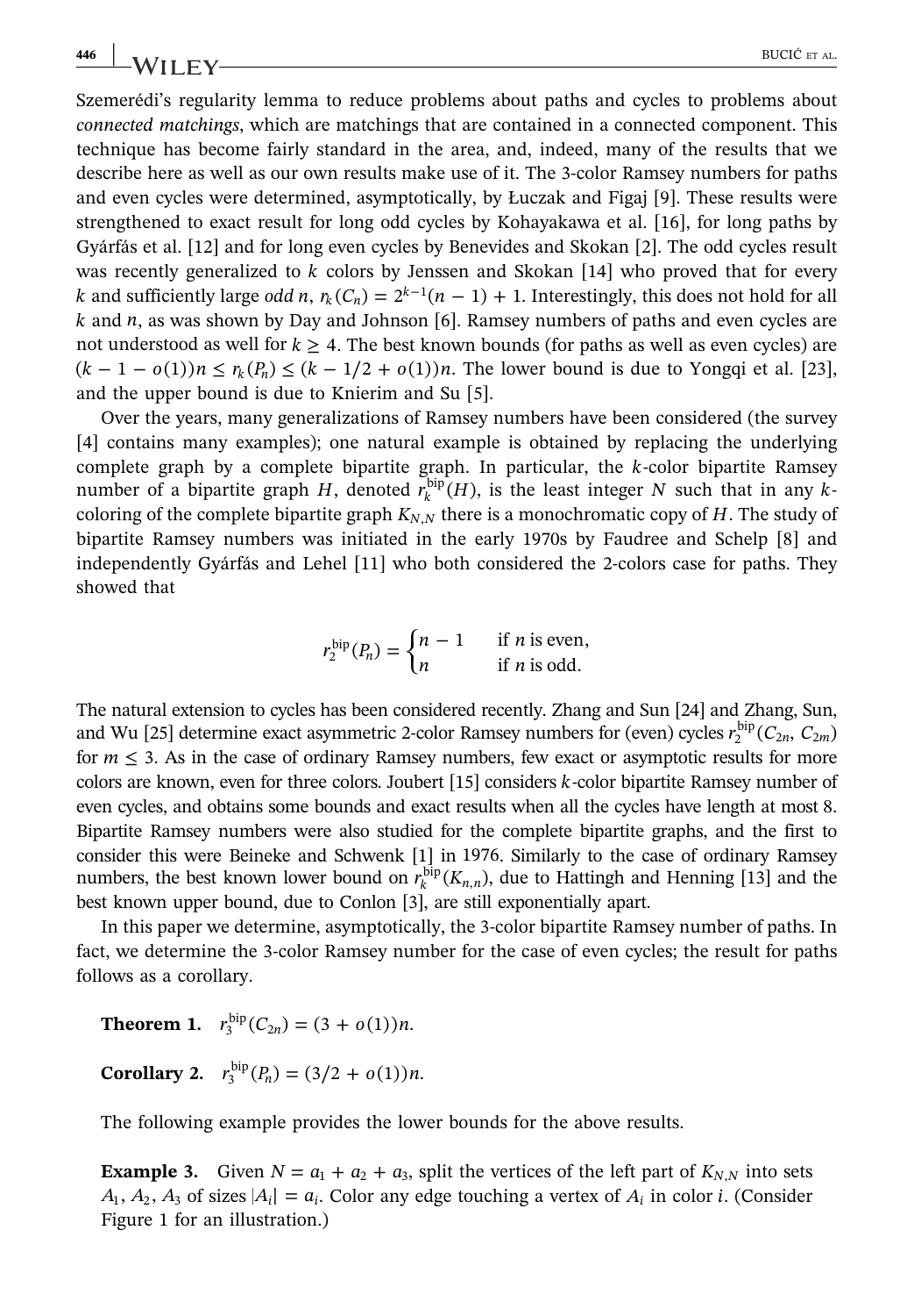Szemerédi's regularity lemma to reduce problems about paths and cycles to problems about *connected matchings*, which are matchings that are contained in a connected component. This technique has become fairly standard in the area, and, indeed, many of the results that we describe here as well as our own results make use of it. The 3-color Ramsey numbers for paths and even cycles were determined, asymptotically, by Łuczak and Figaj [9]. These results were strengthened to exact result for long odd cycles by Kohayakawa et al. [16], for long paths by Gyárfás et al. [12] and for long even cycles by Benevides and Skokan [2]. The odd cycles result was recently generalized to $k$ colors by Jenssen and Skokan [14] who proved that for every $k$ and sufficiently large *odd* $n$, $r_k(C_n) = 2^{k-1}(n-1) + 1$. Interestingly, this does not hold for all $k$ and $n$, as was shown by Day and Johnson [6]. Ramsey numbers of paths and even cycles are not understood as well for $k \geq 4$. The best known bounds (for paths as well as even cycles) are $(k - 1 - o(1))n \leq r_k(P_n) \leq (k - 1/2 + o(1))n$. The lower bound is due to Yongqi et al. [23], and the upper bound is due to Knierim and Su [5].

Over the years, many generalizations of Ramsey numbers have been considered (the survey [4] contains many examples); one natural example is obtained by replacing the underlying complete graph by a complete bipartite graph. In particular, the $k$-color bipartite Ramsey number of a bipartite graph $H$, denoted $r_k^{\text{bip}}(H)$, is the least integer $N$ such that in any $k$-coloring of the complete bipartite graph $K_{N,N}$ there is a monochromatic copy of $H$. The study of bipartite Ramsey numbers was initiated in the early 1970s by Faudree and Schelp [8] and independently Gyárfás and Lehel [11] who both considered the 2-colors case for paths. They showed that

$$r_2^{\text{bip}}(P_n) = \begin{cases} n-1 & \text{if } n \text{ is even,} \\ n & \text{if } n \text{ is odd.} \end{cases}$$

The natural extension to cycles has been considered recently. Zhang and Sun [24] and Zhang, Sun, and Wu [25] determine exact asymmetric 2-color Ramsey numbers for (even) cycles $r_2^{\text{bip}}(C_{2n}, C_{2m})$ for $m \leq 3$. As in the case of ordinary Ramsey numbers, few exact or asymptotic results for more colors are known, even for three colors. Joubert [15] considers $k$-color bipartite Ramsey number of even cycles, and obtains some bounds and exact results when all the cycles have length at most 8. Bipartite Ramsey numbers were also studied for the complete bipartite graphs, and the first to consider this were Beineke and Schwenk [1] in 1976. Similarly to the case of ordinary Ramsey numbers, the best known lower bound on $r_k^{\text{bip}}(K_{n,n})$, due to Hattingh and Henning [13] and the best known upper bound, due to Conlon [3], are still exponentially apart.

In this paper we determine, asymptotically, the 3-color bipartite Ramsey number of paths. In fact, we determine the 3-color Ramsey number for the case of even cycles; the result for paths follows as a corollary.

**Theorem 1.** $r_3^{\text{bip}}(C_{2n}) = (3 + o(1))n.$

**Corollary 2.** $r_3^{\text{bip}}(P_n) = (3/2 + o(1))n.$

The following example provides the lower bounds for the above results.

**Example 3.** Given $N = a_1 + a_2 + a_3$, split the vertices of the left part of $K_{N,N}$ into sets $A_1, A_2, A_3$ of sizes $|A_i| = a_i$. Color any edge touching a vertex of $A_i$ in color $i$. (Consider Figure 1 for an illustration.)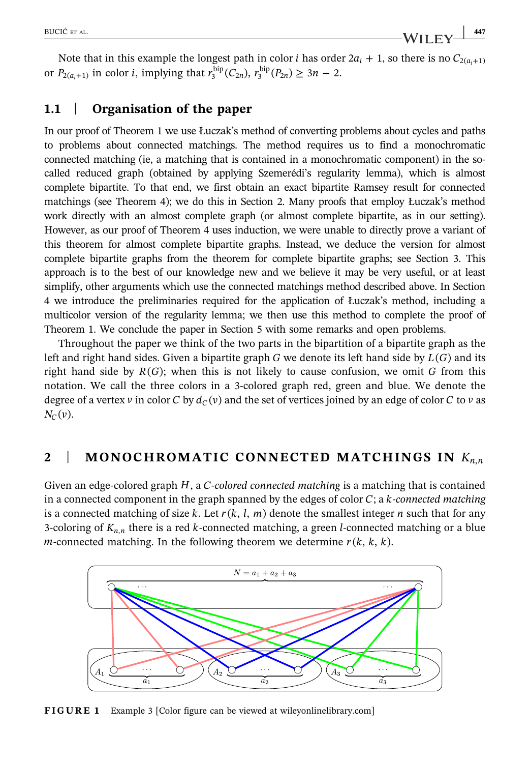Note that in this example the longest path in color $i$ has order $2a_i + 1$, so there is no $C_{2(a_i+1)}$ or $P_{2(a_i+1)}$ in color $i$, implying that $r_3^{\text{bip}}(C_{2n}), r_3^{\text{bip}}(P_{2n}) \geq 3n - 2$.

## 1.1 | Organisation of the paper

In our proof of Theorem 1 we use Łuczak's method of converting problems about cycles and paths to problems about connected matchings. The method requires us to find a monochromatic connected matching (ie, a matching that is contained in a monochromatic component) in the so-called reduced graph (obtained by applying Szemerédi's regularity lemma), which is almost complete bipartite. To that end, we first obtain an exact bipartite Ramsey result for connected matchings (see Theorem 4); we do this in Section 2. Many proofs that employ Łuczak's method work directly with an almost complete graph (or almost complete bipartite, as in our setting). However, as our proof of Theorem 4 uses induction, we were unable to directly prove a variant of this theorem for almost complete bipartite graphs. Instead, we deduce the version for almost complete bipartite graphs from the theorem for complete bipartite graphs; see Section 3. This approach is to the best of our knowledge new and we believe it may be very useful, or at least simplify, other arguments which use the connected matchings method described above. In Section 4 we introduce the preliminaries required for the application of Łuczak's method, including a multicolor version of the regularity lemma; we then use this method to complete the proof of Theorem 1. We conclude the paper in Section 5 with some remarks and open problems.

Throughout the paper we think of the two parts in the bipartition of a bipartite graph as the left and right hand sides. Given a bipartite graph $G$ we denote its left hand side by $L(G)$ and its right hand side by $R(G)$; when this is not likely to cause confusion, we omit $G$ from this notation. We call the three colors in a 3-colored graph red, green and blue. We denote the degree of a vertex $v$ in color $C$ by $d_C(v)$ and the set of vertices joined by an edge of color $C$ to $v$ as $N_C(v)$.

# 2 | MONOCHROMATIC CONNECTED MATCHINGS IN $K_{n,n}$

Given an edge-colored graph $H$, a *$C$-colored connected matching* is a matching that is contained in a connected component in the graph spanned by the edges of color $C$; a *$k$-connected matching* is a connected matching of size $k$. Let $r(k, l, m)$ denote the smallest integer $n$ such that for any 3-coloring of $K_{n,n}$ there is a red $k$-connected matching, a green $l$-connected matching or a blue $m$-connected matching. In the following theorem we determine $r(k, k, k)$.

$N = a_1 + a_2 + a_3$

$A_1$ $a_1$ $A_2$ $a_2$ $A_3$ $a_3$

**FIGURE 1** Example 3 [Color figure can be viewed at wileyonlinelibrary.com]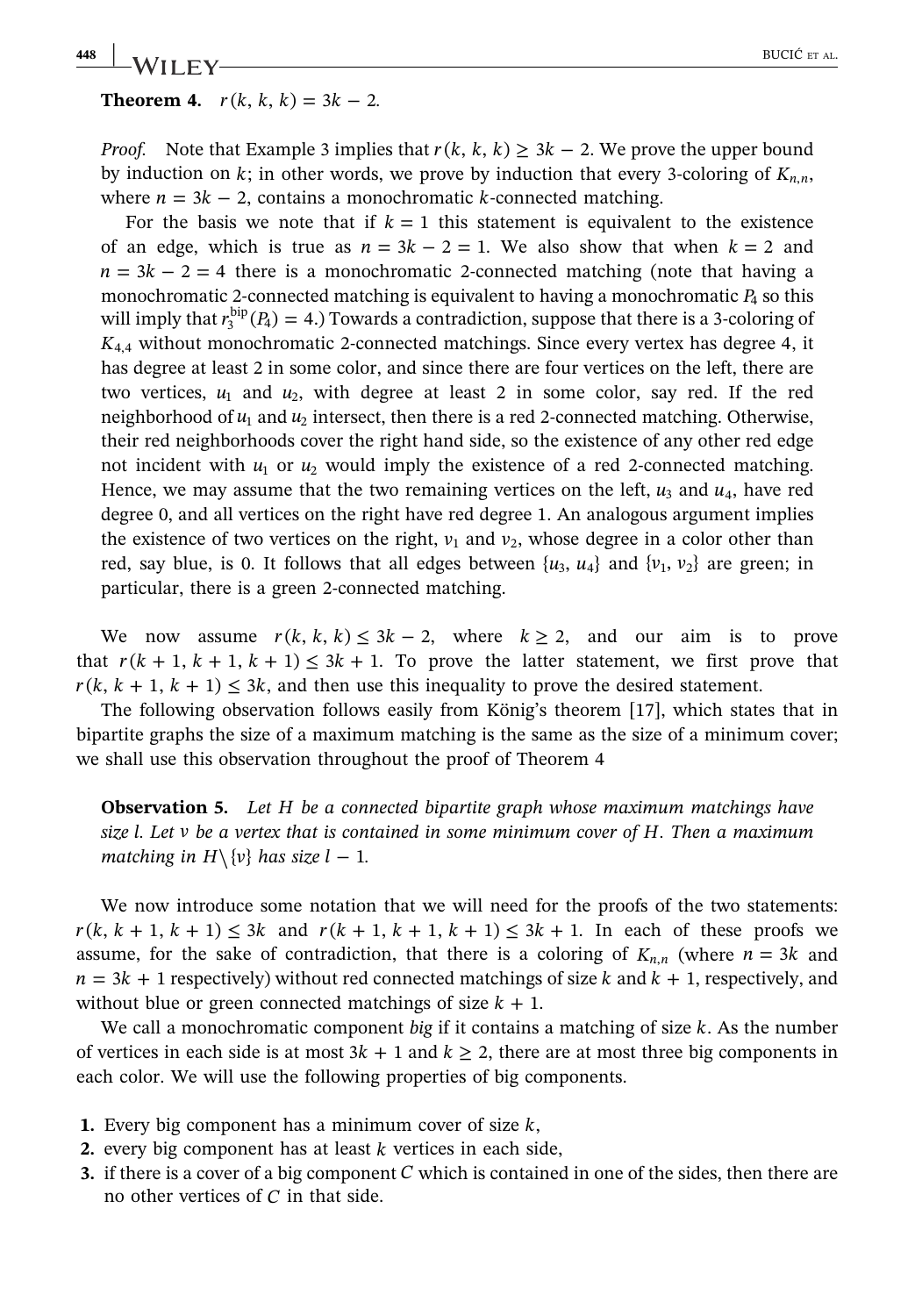**Theorem 4.** *$r(k, k, k) = 3k - 2$.*

*Proof.* Note that Example 3 implies that $r(k, k, k) \geq 3k - 2$. We prove the upper bound by induction on $k$; in other words, we prove by induction that every 3-coloring of $K_{n,n}$, where $n = 3k - 2$, contains a monochromatic $k$-connected matching.

For the basis we note that if $k = 1$ this statement is equivalent to the existence of an edge, which is true as $n = 3k - 2 = 1$. We also show that when $k = 2$ and $n = 3k - 2 = 4$ there is a monochromatic 2-connected matching (note that having a monochromatic 2-connected matching is equivalent to having a monochromatic $P_4$ so this will imply that $r_3^{\text{bip}}(P_4) = 4$.) Towards a contradiction, suppose that there is a 3-coloring of $K_{4,4}$ without monochromatic 2-connected matchings. Since every vertex has degree 4, it has degree at least 2 in some color, and since there are four vertices on the left, there are two vertices, $u_1$ and $u_2$, with degree at least 2 in some color, say red. If the red neighborhood of $u_1$ and $u_2$ intersect, then there is a red 2-connected matching. Otherwise, their red neighborhoods cover the right hand side, so the existence of any other red edge not incident with $u_1$ or $u_2$ would imply the existence of a red 2-connected matching. Hence, we may assume that the two remaining vertices on the left, $u_3$ and $u_4$, have red degree 0, and all vertices on the right have red degree 1. An analogous argument implies the existence of two vertices on the right, $v_1$ and $v_2$, whose degree in a color other than red, say blue, is 0. It follows that all edges between $\{u_3, u_4\}$ and $\{v_1, v_2\}$ are green; in particular, there is a green 2-connected matching.

We now assume $r(k, k, k) \leq 3k - 2$, where $k \geq 2$, and our aim is to prove that $r(k + 1, k + 1, k + 1) \leq 3k + 1$. To prove the latter statement, we first prove that $r(k, k + 1, k + 1) \leq 3k$, and then use this inequality to prove the desired statement.

The following observation follows easily from König's theorem [17], which states that in bipartite graphs the size of a maximum matching is the same as the size of a minimum cover; we shall use this observation throughout the proof of Theorem 4

**Observation 5.** *Let $H$ be a connected bipartite graph whose maximum matchings have size $l$. Let $v$ be a vertex that is contained in some minimum cover of $H$. Then a maximum matching in $H \setminus \{v\}$ has size $l - 1$.*

We now introduce some notation that we will need for the proofs of the two statements: $r(k, k + 1, k + 1) \leq 3k$ and $r(k + 1, k + 1, k + 1) \leq 3k + 1$. In each of these proofs we assume, for the sake of contradiction, that there is a coloring of $K_{n,n}$ (where $n = 3k$ and $n = 3k + 1$ respectively) without red connected matchings of size $k$ and $k + 1$, respectively, and without blue or green connected matchings of size $k + 1$.

We call a monochromatic component *big* if it contains a matching of size $k$. As the number of vertices in each side is at most $3k + 1$ and $k \geq 2$, there are at most three big components in each color. We will use the following properties of big components.

1. Every big component has a minimum cover of size $k$,
2. every big component has at least $k$ vertices in each side,
3. if there is a cover of a big component $C$ which is contained in one of the sides, then there are no other vertices of $C$ in that side.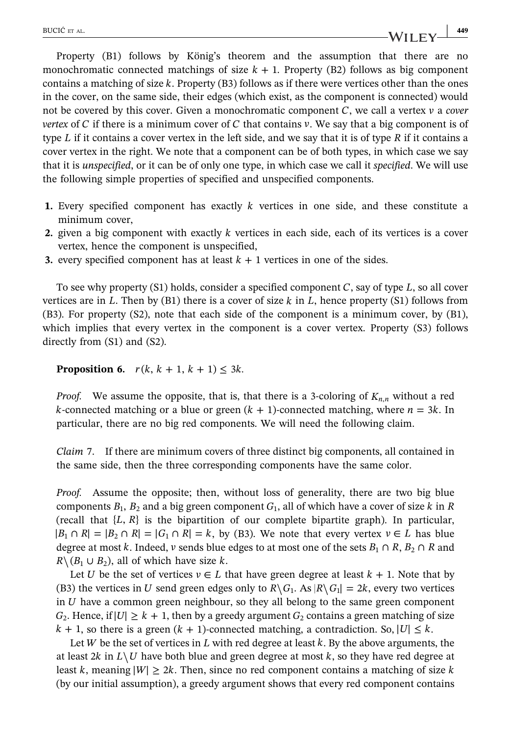Property (B1) follows by König's theorem and the assumption that there are no monochromatic connected matchings of size $k + 1$. Property (B2) follows as big component contains a matching of size $k$. Property (B3) follows as if there were vertices other than the ones in the cover, on the same side, their edges (which exist, as the component is connected) would not be covered by this cover. Given a monochromatic component $C$, we call a vertex $v$ a *cover vertex* of $C$ if there is a minimum cover of $C$ that contains $v$. We say that a big component is of type $L$ if it contains a cover vertex in the left side, and we say that it is of type $R$ if it contains a cover vertex in the right. We note that a component can be of both types, in which case we say that it is *unspecified*, or it can be of only one type, in which case we call it *specified*. We will use the following simple properties of specified and unspecified components.

1. Every specified component has exactly $k$ vertices in one side, and these constitute a minimum cover,
2. given a big component with exactly $k$ vertices in each side, each of its vertices is a cover vertex, hence the component is unspecified,
3. every specified component has at least $k + 1$ vertices in one of the sides.

To see why property (S1) holds, consider a specified component $C$, say of type $L$, so all cover vertices are in $L$. Then by (B1) there is a cover of size $k$ in $L$, hence property (S1) follows from (B3). For property (S2), note that each side of the component is a minimum cover, by (B1), which implies that every vertex in the component is a cover vertex. Property (S3) follows directly from (S1) and (S2).

**Proposition 6.** $r(k, k + 1, k + 1) \leq 3k$.

*Proof.* We assume the opposite, that is, that there is a 3-coloring of $K_{n,n}$ without a red $k$-connected matching or a blue or green $(k + 1)$-connected matching, where $n = 3k$. In particular, there are no big red components. We will need the following claim.

*Claim* 7. If there are minimum covers of three distinct big components, all contained in the same side, then the three corresponding components have the same color.

*Proof.* Assume the opposite; then, without loss of generality, there are two big blue components $B_1$, $B_2$ and a big green component $G_1$, all of which have a cover of size $k$ in $R$ (recall that $\{L, R\}$ is the bipartition of our complete bipartite graph). In particular, $|B_1 \cap R| = |B_2 \cap R| = |G_1 \cap R| = k$, by (B3). We note that every vertex $v \in L$ has blue degree at most $k$. Indeed, $v$ sends blue edges to at most one of the sets $B_1 \cap R$, $B_2 \cap R$ and $R \setminus (B_1 \cup B_2)$, all of which have size $k$.

Let $U$ be the set of vertices $v \in L$ that have green degree at least $k + 1$. Note that by (B3) the vertices in $U$ send green edges only to $R \setminus G_1$. As $|R \setminus G_1| = 2k$, every two vertices in $U$ have a common green neighbour, so they all belong to the same green component $G_2$. Hence, if $|U| \geq k + 1$, then by a greedy argument $G_2$ contains a green matching of size $k + 1$, so there is a green $(k + 1)$-connected matching, a contradiction. So, $|U| \leq k$.

Let $W$ be the set of vertices in $L$ with red degree at least $k$. By the above arguments, the at least $2k$ in $L \setminus U$ have both blue and green degree at most $k$, so they have red degree at least $k$, meaning $|W| \geq 2k$. Then, since no red component contains a matching of size $k$ (by our initial assumption), a greedy argument shows that every red component contains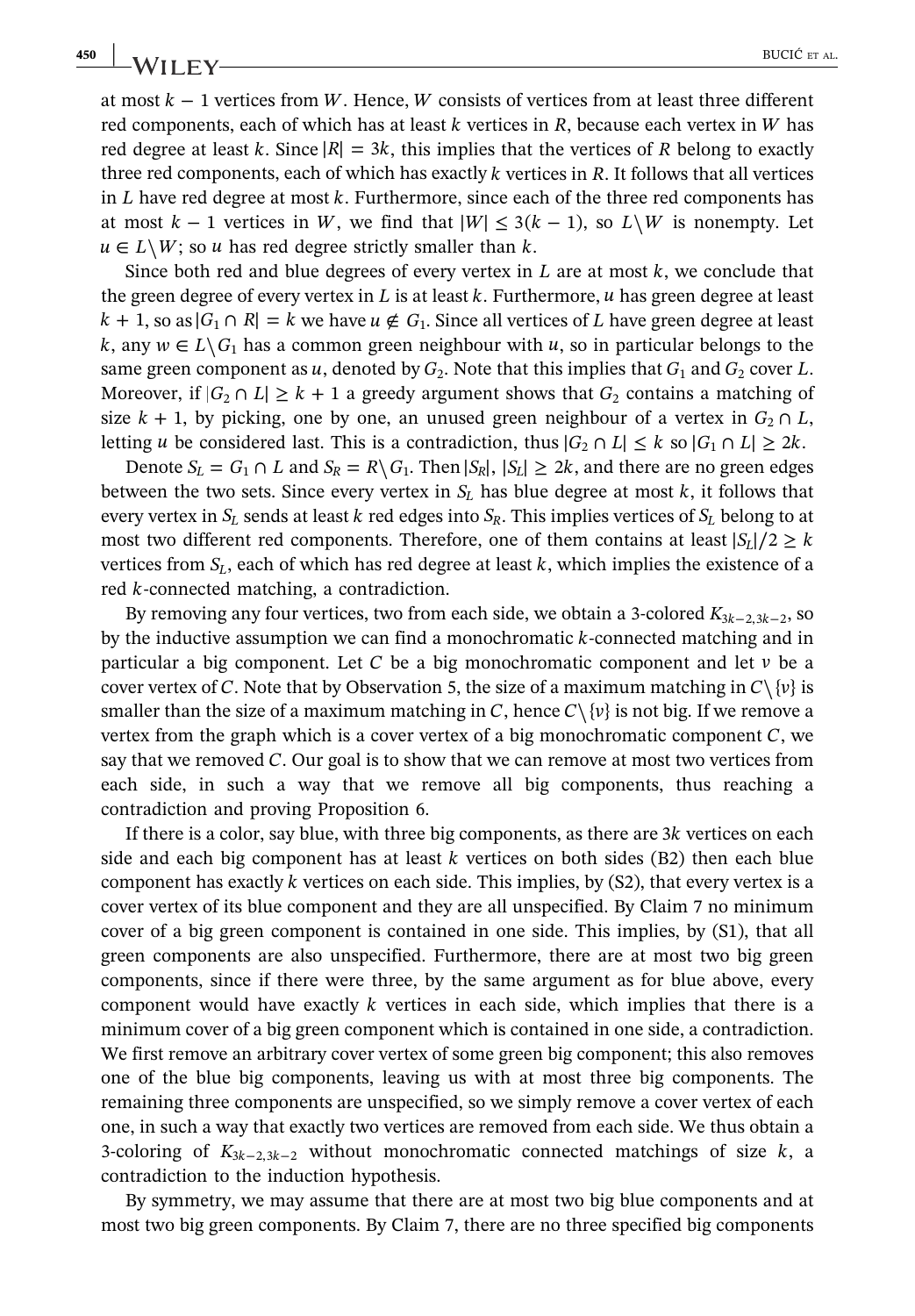at most $k - 1$ vertices from $W$. Hence, $W$ consists of vertices from at least three different red components, each of which has at least $k$ vertices in $R$, because each vertex in $W$ has red degree at least $k$. Since $|R| = 3k$, this implies that the vertices of $R$ belong to exactly three red components, each of which has exactly $k$ vertices in $R$. It follows that all vertices in $L$ have red degree at most $k$. Furthermore, since each of the three red components has at most $k - 1$ vertices in $W$, we find that $|W| \leq 3(k - 1)$, so $L \backslash W$ is nonempty. Let $u \in L \backslash W$; so $u$ has red degree strictly smaller than $k$.

Since both red and blue degrees of every vertex in $L$ are at most $k$, we conclude that the green degree of every vertex in $L$ is at least $k$. Furthermore, $u$ has green degree at least $k + 1$, so as $|G_1 \cap R| = k$ we have $u \notin G_1$. Since all vertices of $L$ have green degree at least $k$, any $w \in L \backslash G_1$ has a common green neighbour with $u$, so in particular belongs to the same green component as $u$, denoted by $G_2$. Note that this implies that $G_1$ and $G_2$ cover $L$. Moreover, if $|G_2 \cap L| \geq k + 1$ a greedy argument shows that $G_2$ contains a matching of size $k + 1$, by picking, one by one, an unused green neighbour of a vertex in $G_2 \cap L$, letting $u$ be considered last. This is a contradiction, thus $|G_2 \cap L| \leq k$ so $|G_1 \cap L| \geq 2k$.

Denote $S_L = G_1 \cap L$ and $S_R = R \backslash G_1$. Then $|S_R|, |S_L| \geq 2k$, and there are no green edges between the two sets. Since every vertex in $S_L$ has blue degree at most $k$, it follows that every vertex in $S_L$ sends at least $k$ red edges into $S_R$. This implies vertices of $S_L$ belong to at most two different red components. Therefore, one of them contains at least $|S_L|/2 \geq k$ vertices from $S_L$, each of which has red degree at least $k$, which implies the existence of a red $k$-connected matching, a contradiction.

By removing any four vertices, two from each side, we obtain a 3-colored $K_{3k-2,3k-2}$, so by the inductive assumption we can find a monochromatic $k$-connected matching and in particular a big component. Let $C$ be a big monochromatic component and let $v$ be a cover vertex of $C$. Note that by Observation 5, the size of a maximum matching in $C \backslash \{v\}$ is smaller than the size of a maximum matching in $C$, hence $C \backslash \{v\}$ is not big. If we remove a vertex from the graph which is a cover vertex of a big monochromatic component $C$, we say that we removed $C$. Our goal is to show that we can remove at most two vertices from each side, in such a way that we remove all big components, thus reaching a contradiction and proving Proposition 6.

If there is a color, say blue, with three big components, as there are $3k$ vertices on each side and each big component has at least $k$ vertices on both sides (B2) then each blue component has exactly $k$ vertices on each side. This implies, by (S2), that every vertex is a cover vertex of its blue component and they are all unspecified. By Claim 7 no minimum cover of a big green component is contained in one side. This implies, by (S1), that all green components are also unspecified. Furthermore, there are at most two big green components, since if there were three, by the same argument as for blue above, every component would have exactly $k$ vertices in each side, which implies that there is a minimum cover of a big green component which is contained in one side, a contradiction. We first remove an arbitrary cover vertex of some green big component; this also removes one of the blue big components, leaving us with at most three big components. The remaining three components are unspecified, so we simply remove a cover vertex of each one, in such a way that exactly two vertices are removed from each side. We thus obtain a 3-coloring of $K_{3k-2,3k-2}$ without monochromatic connected matchings of size $k$, a contradiction to the induction hypothesis.

By symmetry, we may assume that there are at most two big blue components and at most two big green components. By Claim 7, there are no three specified big components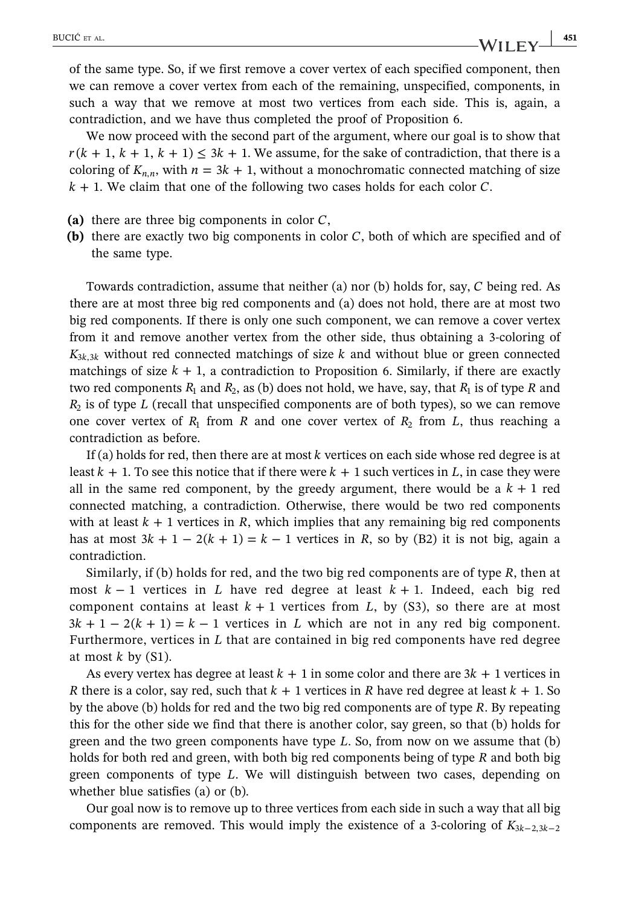of the same type. So, if we first remove a cover vertex of each specified component, then we can remove a cover vertex from each of the remaining, unspecified, components, in such a way that we remove at most two vertices from each side. This is, again, a contradiction, and we have thus completed the proof of Proposition 6.

We now proceed with the second part of the argument, where our goal is to show that $r(k+1, k+1, k+1) \leq 3k+1$. We assume, for the sake of contradiction, that there is a coloring of $K_{n,n}$, with $n = 3k+1$, without a monochromatic connected matching of size $k+1$. We claim that one of the following two cases holds for each color $C$.

- **(a)** there are three big components in color $C$,
- **(b)** there are exactly two big components in color $C$, both of which are specified and of the same type.

Towards contradiction, assume that neither (a) nor (b) holds for, say, $C$ being red. As there are at most three big red components and (a) does not hold, there are at most two big red components. If there is only one such component, we can remove a cover vertex from it and remove another vertex from the other side, thus obtaining a 3-coloring of $K_{3k,3k}$ without red connected matchings of size $k$ and without blue or green connected matchings of size $k+1$, a contradiction to Proposition 6. Similarly, if there are exactly two red components $R_1$ and $R_2$, as (b) does not hold, we have, say, that $R_1$ is of type $R$ and $R_2$ is of type $L$ (recall that unspecified components are of both types), so we can remove one cover vertex of $R_1$ from $R$ and one cover vertex of $R_2$ from $L$, thus reaching a contradiction as before.

If (a) holds for red, then there are at most $k$ vertices on each side whose red degree is at least $k+1$. To see this notice that if there were $k+1$ such vertices in $L$, in case they were all in the same red component, by the greedy argument, there would be a $k+1$ red connected matching, a contradiction. Otherwise, there would be two red components with at least $k+1$ vertices in $R$, which implies that any remaining big red components has at most $3k+1-2(k+1) = k-1$ vertices in $R$, so by (B2) it is not big, again a contradiction.

Similarly, if (b) holds for red, and the two big red components are of type $R$, then at most $k-1$ vertices in $L$ have red degree at least $k+1$. Indeed, each big red component contains at least $k+1$ vertices from $L$, by (S3), so there are at most $3k+1-2(k+1) = k-1$ vertices in $L$ which are not in any red big component. Furthermore, vertices in $L$ that are contained in big red components have red degree at most $k$ by (S1).

As every vertex has degree at least $k+1$ in some color and there are $3k+1$ vertices in $R$ there is a color, say red, such that $k+1$ vertices in $R$ have red degree at least $k+1$. So by the above (b) holds for red and the two big red components are of type $R$. By repeating this for the other side we find that there is another color, say green, so that (b) holds for green and the two green components have type $L$. So, from now on we assume that (b) holds for both red and green, with both big red components being of type $R$ and both big green components of type $L$. We will distinguish between two cases, depending on whether blue satisfies (a) or (b).

Our goal now is to remove up to three vertices from each side in such a way that all big components are removed. This would imply the existence of a 3-coloring of $K_{3k-2,3k-2}$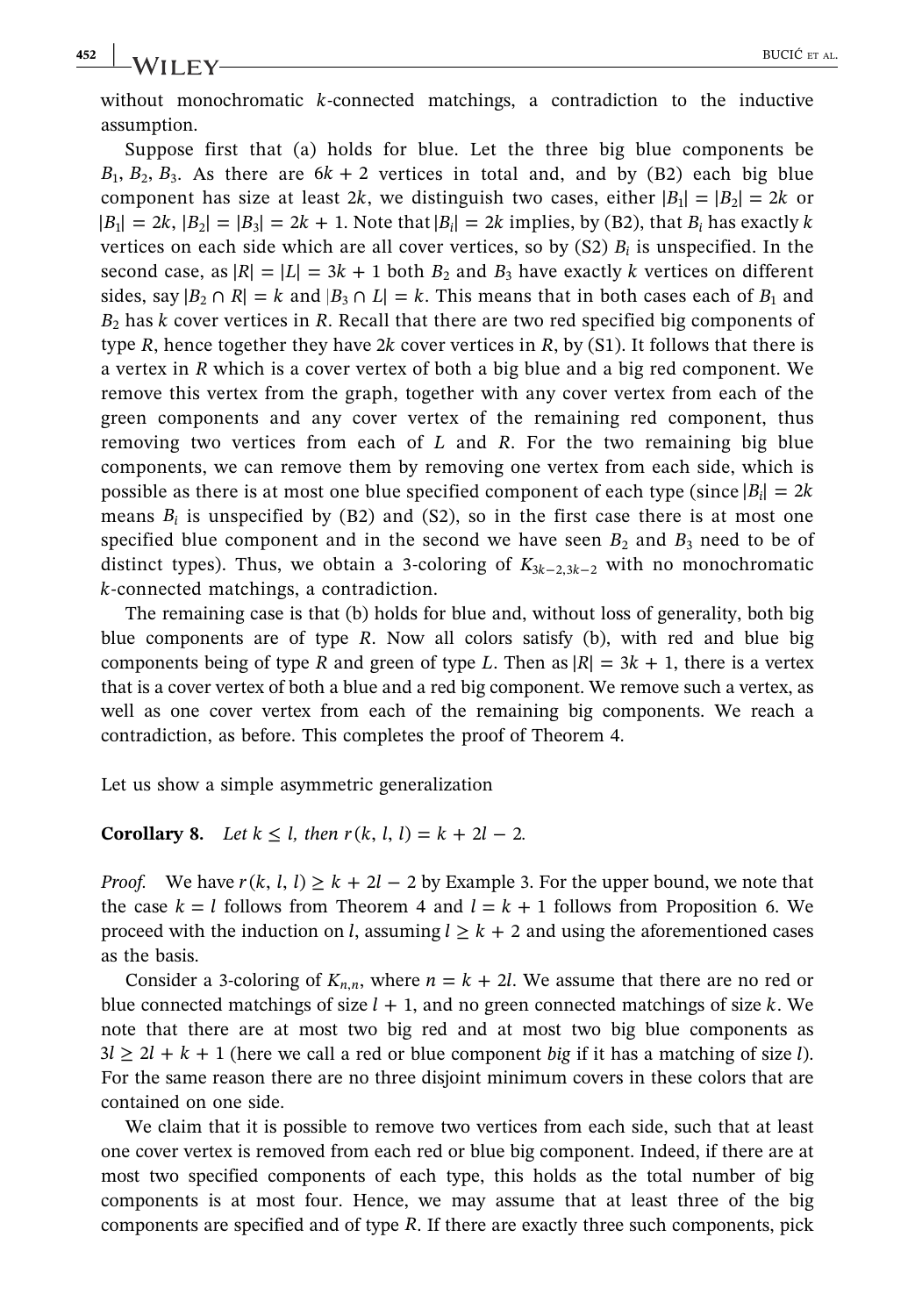without monochromatic $k$-connected matchings, a contradiction to the inductive assumption.

Suppose first that (a) holds for blue. Let the three big blue components be $B_1, B_2, B_3$. As there are $6k+2$ vertices in total and, and by (B2) each big blue component has size at least $2k$, we distinguish two cases, either $|B_1| = |B_2| = 2k$ or $|B_1| = 2k$, $|B_2| = |B_3| = 2k+1$. Note that $|B_i| = 2k$ implies, by (B2), that $B_i$ has exactly $k$ vertices on each side which are all cover vertices, so by (S2) $B_i$ is unspecified. In the second case, as $|R| = |L| = 3k+1$ both $B_2$ and $B_3$ have exactly $k$ vertices on different sides, say $|B_2 \cap R| = k$ and $|B_3 \cap L| = k$. This means that in both cases each of $B_1$ and $B_2$ has $k$ cover vertices in $R$. Recall that there are two red specified big components of type $R$, hence together they have $2k$ cover vertices in $R$, by (S1). It follows that there is a vertex in $R$ which is a cover vertex of both a big blue and a big red component. We remove this vertex from the graph, together with any cover vertex from each of the green components and any cover vertex of the remaining red component, thus removing two vertices from each of $L$ and $R$. For the two remaining big blue components, we can remove them by removing one vertex from each side, which is possible as there is at most one blue specified component of each type (since $|B_i| = 2k$ means $B_i$ is unspecified by (B2) and (S2), so in the first case there is at most one specified blue component and in the second we have seen $B_2$ and $B_3$ need to be of distinct types). Thus, we obtain a 3-coloring of $K_{3k-2,3k-2}$ with no monochromatic $k$-connected matchings, a contradiction.

The remaining case is that (b) holds for blue and, without loss of generality, both big blue components are of type $R$. Now all colors satisfy (b), with red and blue big components being of type $R$ and green of type $L$. Then as $|R| = 3k+1$, there is a vertex that is a cover vertex of both a blue and a red big component. We remove such a vertex, as well as one cover vertex from each of the remaining big components. We reach a contradiction, as before. This completes the proof of Theorem 4.

Let us show a simple asymmetric generalization

**Corollary 8.** *Let $k \leq l$, then $r(k, l, l) = k + 2l - 2$.*

*Proof.* We have $r(k, l, l) \geq k + 2l - 2$ by Example 3. For the upper bound, we note that the case $k = l$ follows from Theorem 4 and $l = k + 1$ follows from Proposition 6. We proceed with the induction on $l$, assuming $l \geq k + 2$ and using the aforementioned cases as the basis.

Consider a 3-coloring of $K_{n,n}$, where $n = k + 2l$. We assume that there are no red or blue connected matchings of size $l + 1$, and no green connected matchings of size $k$. We note that there are at most two big red and at most two big blue components as $3l \geq 2l + k + 1$ (here we call a red or blue component *big* if it has a matching of size $l$). For the same reason there are no three disjoint minimum covers in these colors that are contained on one side.

We claim that it is possible to remove two vertices from each side, such that at least one cover vertex is removed from each red or blue big component. Indeed, if there are at most two specified components of each type, this holds as the total number of big components is at most four. Hence, we may assume that at least three of the big components are specified and of type $R$. If there are exactly three such components, pick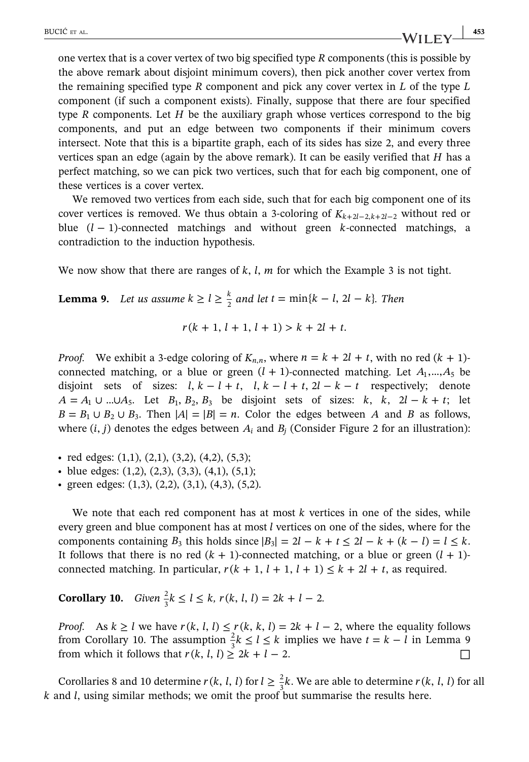one vertex that is a cover vertex of two big specified type $R$ components (this is possible by the above remark about disjoint minimum covers), then pick another cover vertex from the remaining specified type $R$ component and pick any cover vertex in $L$ of the type $L$ component (if such a component exists). Finally, suppose that there are four specified type $R$ components. Let $H$ be the auxiliary graph whose vertices correspond to the big components, and put an edge between two components if their minimum covers intersect. Note that this is a bipartite graph, each of its sides has size 2, and every three vertices span an edge (again by the above remark). It can be easily verified that $H$ has a perfect matching, so we can pick two vertices, such that for each big component, one of these vertices is a cover vertex.

We removed two vertices from each side, such that for each big component one of its cover vertices is removed. We thus obtain a 3-coloring of $K_{k+2l-2,k+2l-2}$ without red or blue $(l-1)$-connected matchings and without green $k$-connected matchings, a contradiction to the induction hypothesis.

We now show that there are ranges of $k$, $l$, $m$ for which the Example 3 is not tight.

**Lemma 9.** *Let us assume $k \geq l \geq \frac{k}{2}$ and let $t = \min\{k-l, 2l-k\}$. Then*

$$r(k+1, l+1, l+1) > k + 2l + t.$$

*Proof.* We exhibit a 3-edge coloring of $K_{n,n}$, where $n = k + 2l + t$, with no red $(k+1)$-connected matching, or a blue or green $(l+1)$-connected matching. Let $A_1, \ldots, A_5$ be disjoint sets of sizes: $l, k-l+t, \quad l, k-l+t, 2l-k-t$ respectively; denote $A = A_1 \cup \ldots \cup A_5$. Let $B_1, B_2, B_3$ be disjoint sets of sizes: $k, \ k, \ 2l-k+t$; let $B = B_1 \cup B_2 \cup B_3$. Then $|A| = |B| = n$. Color the edges between $A$ and $B$ as follows, where $(i, j)$ denotes the edges between $A_i$ and $B_j$ (Consider Figure 2 for an illustration):

- red edges: (1,1), (2,1), (3,2), (4,2), (5,3);
- blue edges: (1,2), (2,3), (3,3), (4,1), (5,1);
- green edges: (1,3), (2,2), (3,1), (4,3), (5,2).

We note that each red component has at most $k$ vertices in one of the sides, while every green and blue component has at most $l$ vertices on one of the sides, where for the components containing $B_3$ this holds since $|B_3| = 2l - k + t \leq 2l - k + (k-l) = l \leq k$. It follows that there is no red $(k+1)$-connected matching, or a blue or green $(l+1)$-connected matching. In particular, $r(k+1, l+1, l+1) \leq k + 2l + t$, as required.

**Corollary 10.** *Given $\frac{2}{3}k \leq l \leq k$, $r(k, l, l) = 2k + l - 2$.*

*Proof.* As $k \geq l$ we have $r(k, l, l) \leq r(k, k, l) = 2k + l - 2$, where the equality follows from Corollary 10. The assumption $\frac{2}{3}k \leq l \leq k$ implies we have $t = k - l$ in Lemma 9 from which it follows that $r(k, l, l) \geq 2k + l - 2$. $\square$

Corollaries 8 and 10 determine $r(k, l, l)$ for $l \geq \frac{2}{3}k$. We are able to determine $r(k, l, l)$ for all $k$ and $l$, using similar methods; we omit the proof but summarise the results here.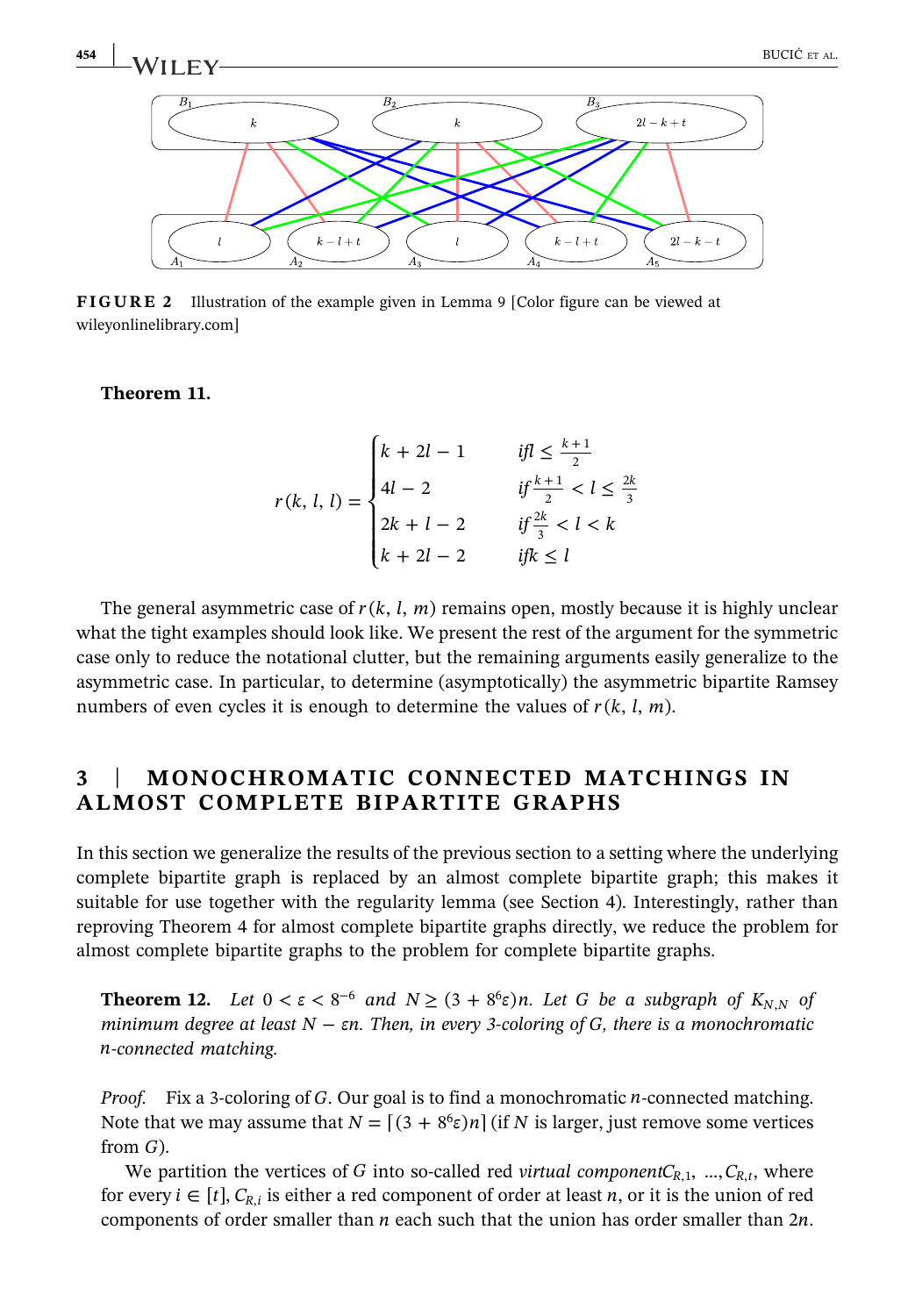B1 k B2 k B3 2l − k + t

l k − l + t l k − l + t 2l − k − t

A1 A2 A3 A4 A5

**FIGURE 2** Illustration of the example given in Lemma 9 [Color figure can be viewed at wileyonlinelibrary.com]

**Theorem 11.**

$$r(k,l,l) = \begin{cases} k+2l-1 & \text{if } l \le \frac{k+1}{2} \\ 4l-2 & \text{if } \frac{k+1}{2} < l \le \frac{2k}{3} \\ 2k+l-2 & \text{if } \frac{2k}{3} < l < k \\ k+2l-2 & \text{if } k \le l \end{cases}$$

The general asymmetric case of $r(k, l, m)$ remains open, mostly because it is highly unclear what the tight examples should look like. We present the rest of the argument for the symmetric case only to reduce the notational clutter, but the remaining arguments easily generalize to the asymmetric case. In particular, to determine (asymptotically) the asymmetric bipartite Ramsey numbers of even cycles it is enough to determine the values of $r(k, l, m)$.

## 3 | MONOCHROMATIC CONNECTED MATCHINGS IN ALMOST COMPLETE BIPARTITE GRAPHS

In this section we generalize the results of the previous section to a setting where the underlying complete bipartite graph is replaced by an almost complete bipartite graph; this makes it suitable for use together with the regularity lemma (see Section 4). Interestingly, rather than reproving Theorem 4 for almost complete bipartite graphs directly, we reduce the problem for almost complete bipartite graphs to the problem for complete bipartite graphs.

**Theorem 12.** *Let $0 < \varepsilon < 8^{-6}$ and $N \ge (3 + 8^6\varepsilon)n$. Let $G$ be a subgraph of $K_{N,N}$ of minimum degree at least $N - \varepsilon n$. Then, in every 3-coloring of $G$, there is a monochromatic $n$-connected matching.*

*Proof.* Fix a 3-coloring of $G$. Our goal is to find a monochromatic $n$-connected matching. Note that we may assume that $N = \lceil (3 + 8^6\varepsilon)n \rceil$ (if $N$ is larger, just remove some vertices from $G$).

We partition the vertices of $G$ into so-called red *virtual component* $C_{R,1}, \ldots, C_{R,t}$, where for every $i \in [t]$, $C_{R,i}$ is either a red component of order at least $n$, or it is the union of red components of order smaller than $n$ each such that the union has order smaller than $2n$.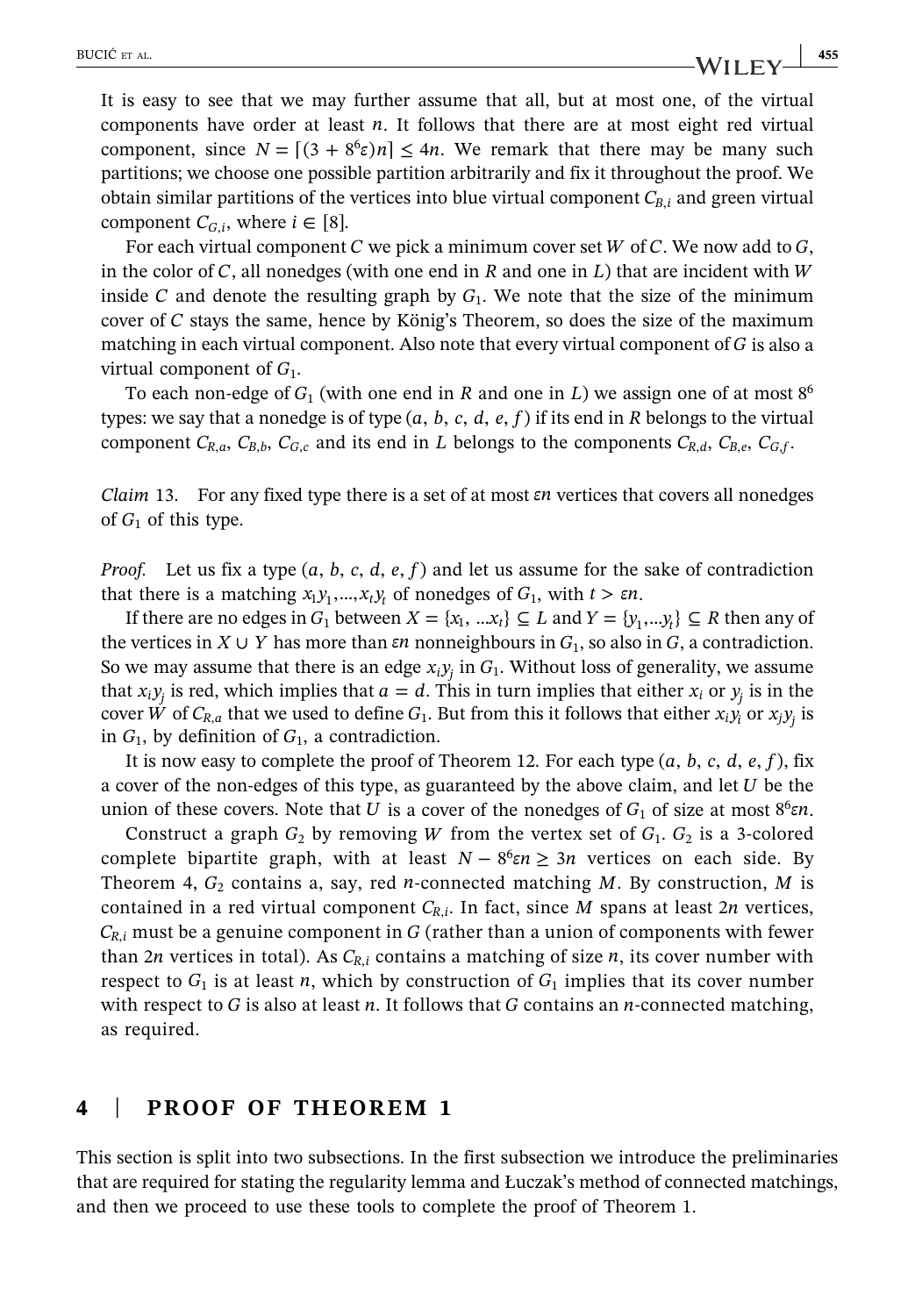It is easy to see that we may further assume that all, but at most one, of the virtual components have order at least $n$. It follows that there are at most eight red virtual component, since $N = \lceil (3 + 8^6\varepsilon)n \rceil \leq 4n$. We remark that there may be many such partitions; we choose one possible partition arbitrarily and fix it throughout the proof. We obtain similar partitions of the vertices into blue virtual component $C_{B,i}$ and green virtual component $C_{G,i}$, where $i \in [8]$.

For each virtual component $C$ we pick a minimum cover set $W$ of $C$. We now add to $G$, in the color of $C$, all nonedges (with one end in $R$ and one in $L$) that are incident with $W$ inside $C$ and denote the resulting graph by $G_1$. We note that the size of the minimum cover of $C$ stays the same, hence by König's Theorem, so does the size of the maximum matching in each virtual component. Also note that every virtual component of $G$ is also a virtual component of $G_1$.

To each non-edge of $G_1$ (with one end in $R$ and one in $L$) we assign one of at most $8^6$ types: we say that a nonedge is of type $(a, b, c, d, e, f)$ if its end in $R$ belongs to the virtual component $C_{R,a}$, $C_{B,b}$, $C_{G,c}$ and its end in $L$ belongs to the components $C_{R,d}$, $C_{B,e}$, $C_{G,f}$.

*Claim* 13. For any fixed type there is a set of at most $\varepsilon n$ vertices that covers all nonedges of $G_1$ of this type.

*Proof.* Let us fix a type $(a, b, c, d, e, f)$ and let us assume for the sake of contradiction that there is a matching $x_1y_1, \ldots, x_ty_t$ of nonedges of $G_1$, with $t > \varepsilon n$.

If there are no edges in $G_1$ between $X = \{x_1, \ldots x_t\} \subseteq L$ and $Y = \{y_1, \ldots y_t\} \subseteq R$ then any of the vertices in $X \cup Y$ has more than $\varepsilon n$ nonneighbours in $G_1$, so also in $G$, a contradiction. So we may assume that there is an edge $x_iy_j$ in $G_1$. Without loss of generality, we assume that $x_iy_j$ is red, which implies that $a = d$. This in turn implies that either $x_i$ or $y_j$ is in the cover $W$ of $C_{R,a}$ that we used to define $G_1$. But from this it follows that either $x_iy_i$ or $x_jy_j$ is in $G_1$, by definition of $G_1$, a contradiction.

It is now easy to complete the proof of Theorem 12. For each type $(a, b, c, d, e, f)$, fix a cover of the non-edges of this type, as guaranteed by the above claim, and let $U$ be the union of these covers. Note that $U$ is a cover of the nonedges of $G_1$ of size at most $8^6\varepsilon n$.

Construct a graph $G_2$ by removing $W$ from the vertex set of $G_1$. $G_2$ is a 3-colored complete bipartite graph, with at least $N - 8^6\varepsilon n \geq 3n$ vertices on each side. By Theorem 4, $G_2$ contains a, say, red $n$-connected matching $M$. By construction, $M$ is contained in a red virtual component $C_{R,i}$. In fact, since $M$ spans at least $2n$ vertices, $C_{R,i}$ must be a genuine component in $G$ (rather than a union of components with fewer than $2n$ vertices in total). As $C_{R,i}$ contains a matching of size $n$, its cover number with respect to $G_1$ is at least $n$, which by construction of $G_1$ implies that its cover number with respect to $G$ is also at least $n$. It follows that $G$ contains an $n$-connected matching, as required.

## 4 | PROOF OF THEOREM 1

This section is split into two subsections. In the first subsection we introduce the preliminaries that are required for stating the regularity lemma and Łuczak's method of connected matchings, and then we proceed to use these tools to complete the proof of Theorem 1.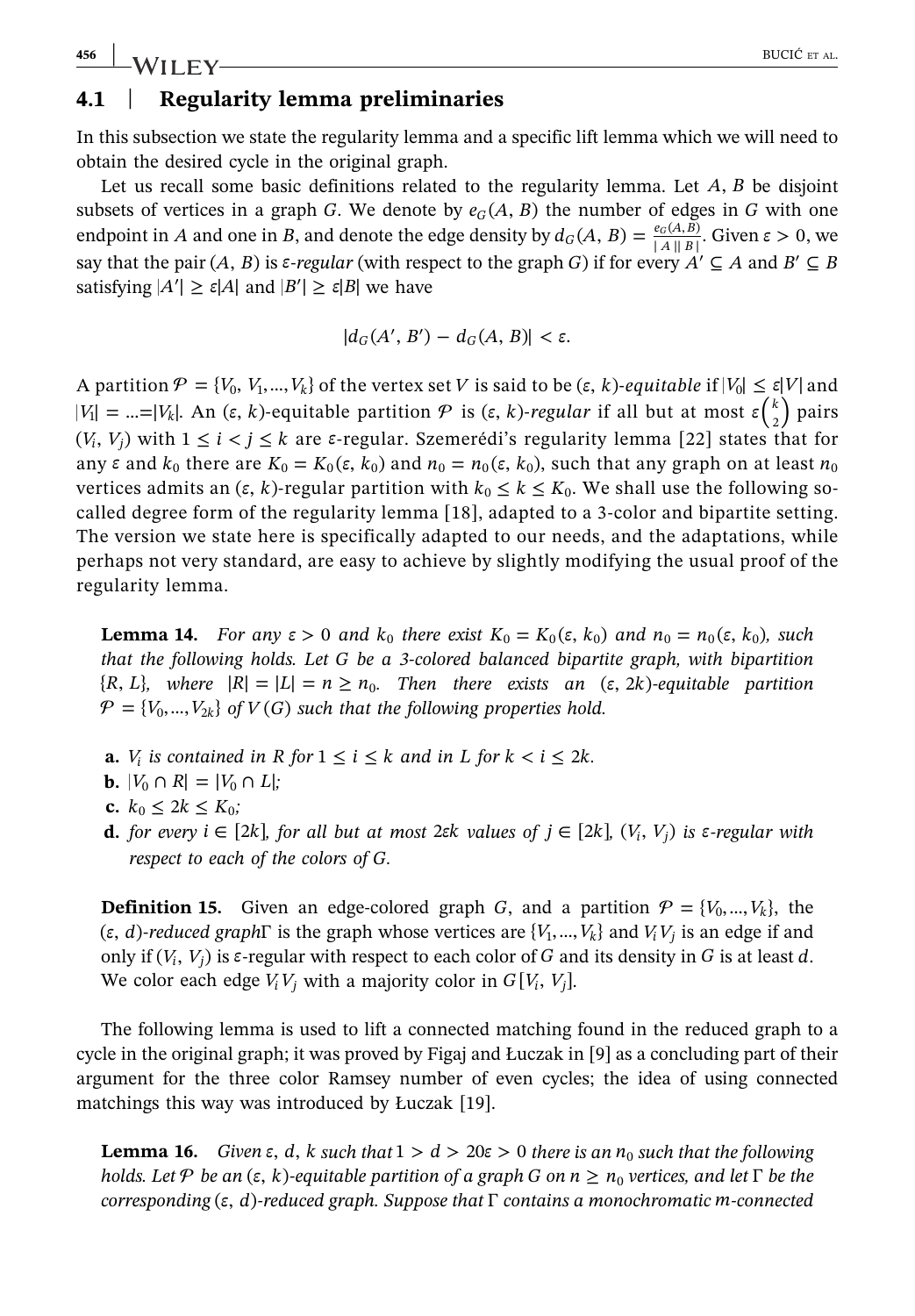### 4.1 | Regularity lemma preliminaries

In this subsection we state the regularity lemma and a specific lift lemma which we will need to obtain the desired cycle in the original graph.

Let us recall some basic definitions related to the regularity lemma. Let $A, B$ be disjoint subsets of vertices in a graph $G$. We denote by $e_G(A, B)$ the number of edges in $G$ with one endpoint in $A$ and one in $B$, and denote the edge density by $d_G(A, B) = \frac{e_G(A,B)}{|A||B|}$. Given $\varepsilon > 0$, we say that the pair $(A, B)$ is *$\varepsilon$-regular* (with respect to the graph $G$) if for every $A' \subseteq A$ and $B' \subseteq B$ satisfying $|A'| \geq \varepsilon|A|$ and $|B'| \geq \varepsilon|B|$ we have

$$|d_G(A', B') - d_G(A, B)| < \varepsilon.$$

A partition $\mathcal{P} = \{V_0, V_1, \ldots, V_k\}$ of the vertex set $V$ is said to be *$(\varepsilon, k)$-equitable* if $|V_0| \leq \varepsilon|V|$ and $|V_1| = \ldots = |V_k|$. An $(\varepsilon, k)$-equitable partition $\mathcal{P}$ is *$(\varepsilon, k)$-regular* if all but at most $\varepsilon\binom{k}{2}$ pairs $(V_i, V_j)$ with $1 \leq i < j \leq k$ are $\varepsilon$-regular. Szemerédi's regularity lemma [22] states that for any $\varepsilon$ and $k_0$ there are $K_0 = K_0(\varepsilon, k_0)$ and $n_0 = n_0(\varepsilon, k_0)$, such that any graph on at least $n_0$ vertices admits an $(\varepsilon, k)$-regular partition with $k_0 \leq k \leq K_0$. We shall use the following so-called degree form of the regularity lemma [18], adapted to a 3-color and bipartite setting. The version we state here is specifically adapted to our needs, and the adaptations, while perhaps not very standard, are easy to achieve by slightly modifying the usual proof of the regularity lemma.

**Lemma 14.** *For any $\varepsilon > 0$ and $k_0$ there exist $K_0 = K_0(\varepsilon, k_0)$ and $n_0 = n_0(\varepsilon, k_0)$, such that the following holds. Let $G$ be a 3-colored balanced bipartite graph, with bipartition $\{R, L\}$, where $|R| = |L| = n \geq n_0$. Then there exists an $(\varepsilon, 2k)$-equitable partition $\mathcal{P} = \{V_0, \ldots, V_{2k}\}$ of $V(G)$ such that the following properties hold.*

- **a.** *$V_i$ is contained in $R$ for $1 \leq i \leq k$ and in $L$ for $k < i \leq 2k$.*
- **b.** *$|V_0 \cap R| = |V_0 \cap L|$;*
- **c.** *$k_0 \leq 2k \leq K_0$;*
- **d.** *for every $i \in [2k]$, for all but at most $2\varepsilon k$ values of $j \in [2k]$, $(V_i, V_j)$ is $\varepsilon$-regular with respect to each of the colors of $G$.*

**Definition 15.** Given an edge-colored graph $G$, and a partition $\mathcal{P} = \{V_0, \ldots, V_k\}$, the *$(\varepsilon, d)$-reduced graph* $\Gamma$ is the graph whose vertices are $\{V_1, \ldots, V_k\}$ and $V_iV_j$ is an edge if and only if $(V_i, V_j)$ is $\varepsilon$-regular with respect to each color of $G$ and its density in $G$ is at least $d$. We color each edge $V_iV_j$ with a majority color in $G[V_i, V_j]$.

The following lemma is used to lift a connected matching found in the reduced graph to a cycle in the original graph; it was proved by Figaj and Łuczak in [9] as a concluding part of their argument for the three color Ramsey number of even cycles; the idea of using connected matchings this way was introduced by Łuczak [19].

**Lemma 16.** *Given $\varepsilon$, $d$, $k$ such that $1 > d > 20\varepsilon > 0$ there is an $n_0$ such that the following holds. Let $\mathcal{P}$ be an $(\varepsilon, k)$-equitable partition of a graph $G$ on $n \geq n_0$ vertices, and let $\Gamma$ be the corresponding $(\varepsilon, d)$-reduced graph. Suppose that $\Gamma$ contains a monochromatic $m$-connected*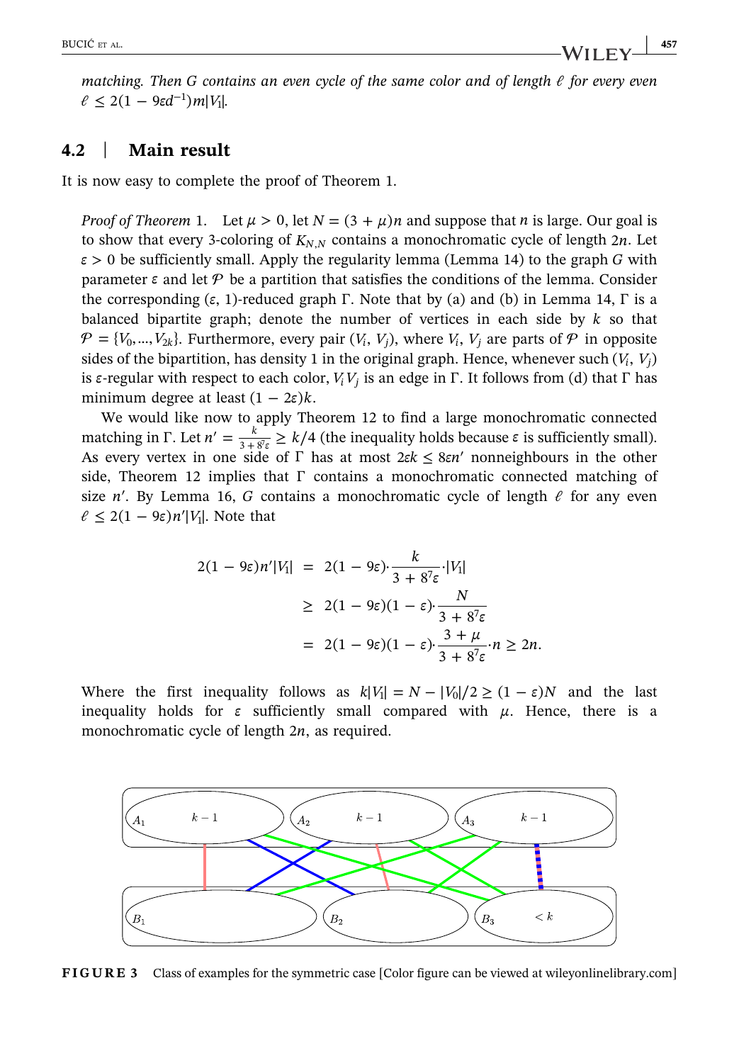*matching. Then G contains an even cycle of the same color and of length $\ell$ for every even $\ell \le 2(1 - 9\varepsilon d^{-1})m|V_1|$.*

## 4.2 | Main result

It is now easy to complete the proof of Theorem 1.

*Proof of Theorem* 1. Let $\mu > 0$, let $N = (3 + \mu)n$ and suppose that $n$ is large. Our goal is to show that every 3-coloring of $K_{N,N}$ contains a monochromatic cycle of length $2n$. Let $\varepsilon > 0$ be sufficiently small. Apply the regularity lemma (Lemma 14) to the graph $G$ with parameter $\varepsilon$ and let $\mathcal{P}$ be a partition that satisfies the conditions of the lemma. Consider the corresponding $(\varepsilon, 1)$-reduced graph $\Gamma$. Note that by (a) and (b) in Lemma 14, $\Gamma$ is a balanced bipartite graph; denote the number of vertices in each side by $k$ so that $\mathcal{P} = \{V_0, \ldots, V_{2k}\}$. Furthermore, every pair $(V_i, V_j)$, where $V_i$, $V_j$ are parts of $\mathcal{P}$ in opposite sides of the bipartition, has density 1 in the original graph. Hence, whenever such $(V_i, V_j)$ is $\varepsilon$-regular with respect to each color, $V_iV_j$ is an edge in $\Gamma$. It follows from (d) that $\Gamma$ has minimum degree at least $(1 - 2\varepsilon)k$.

We would like now to apply Theorem 12 to find a large monochromatic connected matching in $\Gamma$. Let $n' = \frac{k}{3 + 8^7\varepsilon} \ge k/4$ (the inequality holds because $\varepsilon$ is sufficiently small). As every vertex in one side of $\Gamma$ has at most $2\varepsilon k \le 8\varepsilon n'$ nonneighbours in the other side, Theorem 12 implies that $\Gamma$ contains a monochromatic connected matching of size $n'$. By Lemma 16, $G$ contains a monochromatic cycle of length $\ell$ for any even $\ell \le 2(1 - 9\varepsilon)n'|V_1|$. Note that

$$\begin{aligned}
2(1 - 9\varepsilon)n'|V_1| &= 2(1 - 9\varepsilon)\cdot\frac{k}{3 + 8^7\varepsilon}\cdot|V_1| \\
&\ge 2(1 - 9\varepsilon)(1 - \varepsilon)\cdot\frac{N}{3 + 8^7\varepsilon} \\
&= 2(1 - 9\varepsilon)(1 - \varepsilon)\cdot\frac{3 + \mu}{3 + 8^7\varepsilon}\cdot n \ge 2n.
\end{aligned}$$

Where the first inequality follows as $k|V_1| = N - |V_0|/2 \ge (1 - \varepsilon)N$ and the last inequality holds for $\varepsilon$ sufficiently small compared with $\mu$. Hence, there is a monochromatic cycle of length $2n$, as required.

$A_1$ $k-1$ $A_2$ $k-1$ $A_3$ $k-1$

$B_1$ $B_2$ $B_3$ $<k$

**FIGURE 3** Class of examples for the symmetric case [Color figure can be viewed at wileyonlinelibrary.com]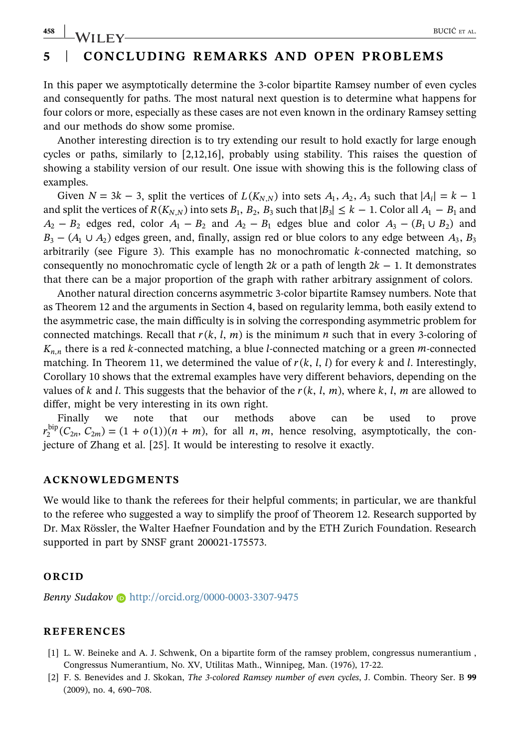## 5 | CONCLUDING REMARKS AND OPEN PROBLEMS

In this paper we asymptotically determine the 3-color bipartite Ramsey number of even cycles and consequently for paths. The most natural next question is to determine what happens for four colors or more, especially as these cases are not even known in the ordinary Ramsey setting and our methods do show some promise.

Another interesting direction is to try extending our result to hold exactly for large enough cycles or paths, similarly to [2,12,16], probably using stability. This raises the question of showing a stability version of our result. One issue with showing this is the following class of examples.

Given $N = 3k - 3$, split the vertices of $L(K_{N,N})$ into sets $A_1, A_2, A_3$ such that $|A_i| = k - 1$ and split the vertices of $R(K_{N,N})$ into sets $B_1, B_2, B_3$ such that $|B_3| \leq k - 1$. Color all $A_1 - B_1$ and $A_2 - B_2$ edges red, color $A_1 - B_2$ and $A_2 - B_1$ edges blue and color $A_3 - (B_1 \cup B_2)$ and $B_3 - (A_1 \cup A_2)$ edges green, and, finally, assign red or blue colors to any edge between $A_3$, $B_3$ arbitrarily (see Figure 3). This example has no monochromatic $k$-connected matching, so consequently no monochromatic cycle of length $2k$ or a path of length $2k - 1$. It demonstrates that there can be a major proportion of the graph with rather arbitrary assignment of colors.

Another natural direction concerns asymmetric 3-color bipartite Ramsey numbers. Note that as Theorem 12 and the arguments in Section 4, based on regularity lemma, both easily extend to the asymmetric case, the main difficulty is in solving the corresponding asymmetric problem for connected matchings. Recall that $r(k, l, m)$ is the minimum $n$ such that in every 3-coloring of $K_{n,n}$ there is a red $k$-connected matching, a blue $l$-connected matching or a green $m$-connected matching. In Theorem 11, we determined the value of $r(k, l, l)$ for every $k$ and $l$. Interestingly, Corollary 10 shows that the extremal examples have very different behaviors, depending on the values of $k$ and $l$. This suggests that the behavior of the $r(k, l, m)$, where $k, l, m$ are allowed to differ, might be very interesting in its own right.

Finally we note that our methods above can be used to prove $r_2^{\text{bip}}(C_{2n}, C_{2m}) = (1 + o(1))(n + m)$, for all $n, m$, hence resolving, asymptotically, the conjecture of Zhang et al. [25]. It would be interesting to resolve it exactly.

### ACKNOWLEDGMENTS

We would like to thank the referees for their helpful comments; in particular, we are thankful to the referee who suggested a way to simplify the proof of Theorem 12. Research supported by Dr. Max Rössler, the Walter Haefner Foundation and by the ETH Zurich Foundation. Research supported in part by SNSF grant 200021-175573.

### ORCID

*Benny Sudakov* http://orcid.org/0000-0003-3307-9475

### REFERENCES

[1] L. W. Beineke and A. J. Schwenk, On a bipartite form of the ramsey problem, congressus numerantium , Congressus Numerantium, No. XV, Utilitas Maths., Winnipeg, Man. (1976), 17-22.

[2] F. S. Benevides and J. Skokan, *The 3-colored Ramsey number of even cycles*, J. Combin. Theory Ser. B **99** (2009), no. 4, 690–708.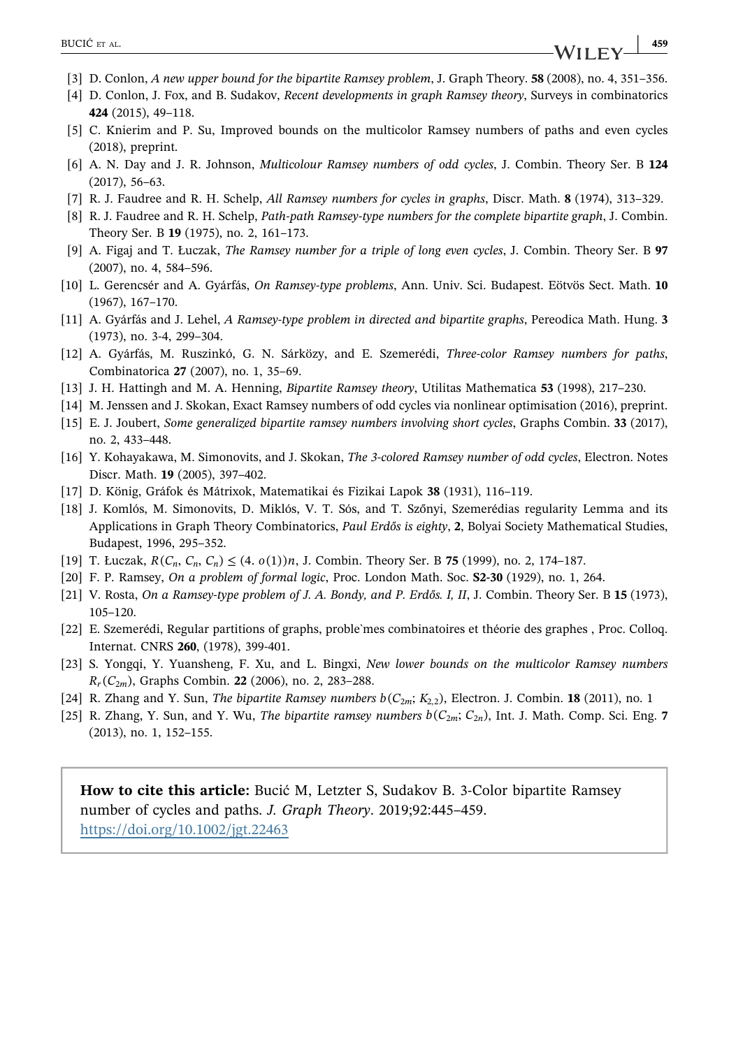[3] D. Conlon, *A new upper bound for the bipartite Ramsey problem*, J. Graph Theory. **58** (2008), no. 4, 351–356.

[4] D. Conlon, J. Fox, and B. Sudakov, *Recent developments in graph Ramsey theory*, Surveys in combinatorics **424** (2015), 49–118.

[5] C. Knierim and P. Su, Improved bounds on the multicolor Ramsey numbers of paths and even cycles (2018), preprint.

[6] A. N. Day and J. R. Johnson, *Multicolour Ramsey numbers of odd cycles*, J. Combin. Theory Ser. B **124** (2017), 56–63.

[7] R. J. Faudree and R. H. Schelp, *All Ramsey numbers for cycles in graphs*, Discr. Math. **8** (1974), 313–329.

[8] R. J. Faudree and R. H. Schelp, *Path-path Ramsey-type numbers for the complete bipartite graph*, J. Combin. Theory Ser. B **19** (1975), no. 2, 161–173.

[9] A. Figaj and T. Łuczak, *The Ramsey number for a triple of long even cycles*, J. Combin. Theory Ser. B **97** (2007), no. 4, 584–596.

[10] L. Gerencsér and A. Gyárfás, *On Ramsey-type problems*, Ann. Univ. Sci. Budapest. Eötvös Sect. Math. **10** (1967), 167–170.

[11] A. Gyárfás and J. Lehel, *A Ramsey-type problem in directed and bipartite graphs*, Pereodica Math. Hung. **3** (1973), no. 3-4, 299–304.

[12] A. Gyárfás, M. Ruszinkó, G. N. Sárközy, and E. Szemerédi, *Three-color Ramsey numbers for paths*, Combinatorica **27** (2007), no. 1, 35–69.

[13] J. H. Hattingh and M. A. Henning, *Bipartite Ramsey theory*, Utilitas Mathematica **53** (1998), 217–230.

[14] M. Jenssen and J. Skokan, Exact Ramsey numbers of odd cycles via nonlinear optimisation (2016), preprint.

[15] E. J. Joubert, *Some generalized bipartite ramsey numbers involving short cycles*, Graphs Combin. **33** (2017), no. 2, 433–448.

[16] Y. Kohayakawa, M. Simonovits, and J. Skokan, *The 3-colored Ramsey number of odd cycles*, Electron. Notes Discr. Math. **19** (2005), 397–402.

[17] D. König, Gráfok és Mátrixok, Matematikai és Fizikai Lapok **38** (1931), 116–119.

[18] J. Komlós, M. Simonovits, D. Miklós, V. T. Sós, and T. Szőnyi, Szemerédias regularity Lemma and its Applications in Graph Theory Combinatorics, *Paul Erdős is eighty*, **2**, Bolyai Society Mathematical Studies, Budapest, 1996, 295–352.

[19] T. Łuczak, $R(C_n, C_n, C_n) \leq (4.\ o(1))n$, J. Combin. Theory Ser. B **75** (1999), no. 2, 174–187.

[20] F. P. Ramsey, *On a problem of formal logic*, Proc. London Math. Soc. **S2-30** (1929), no. 1, 264.

[21] V. Rosta, *On a Ramsey-type problem of J. A. Bondy, and P. Erdős. I, II*, J. Combin. Theory Ser. B **15** (1973), 105–120.

[22] E. Szemerédi, Regular partitions of graphs, proble`mes combinatoires et théorie des graphes , Proc. Colloq. Internat. CNRS **260**, (1978), 399-401.

[23] S. Yongqi, Y. Yuansheng, F. Xu, and L. Bingxi, *New lower bounds on the multicolor Ramsey numbers* $R_r(C_{2m})$, Graphs Combin. **22** (2006), no. 2, 283–288.

[24] R. Zhang and Y. Sun, *The bipartite Ramsey numbers* $b(C_{2m}; K_{2,2})$, Electron. J. Combin. **18** (2011), no. 1

[25] R. Zhang, Y. Sun, and Y. Wu, *The bipartite ramsey numbers* $b(C_{2m}; C_{2n})$, Int. J. Math. Comp. Sci. Eng. **7** (2013), no. 1, 152–155.

**How to cite this article:** Bucić M, Letzter S, Sudakov B. 3-Color bipartite Ramsey number of cycles and paths. *J. Graph Theory*. 2019;92:445–459. https://doi.org/10.1002/jgt.22463